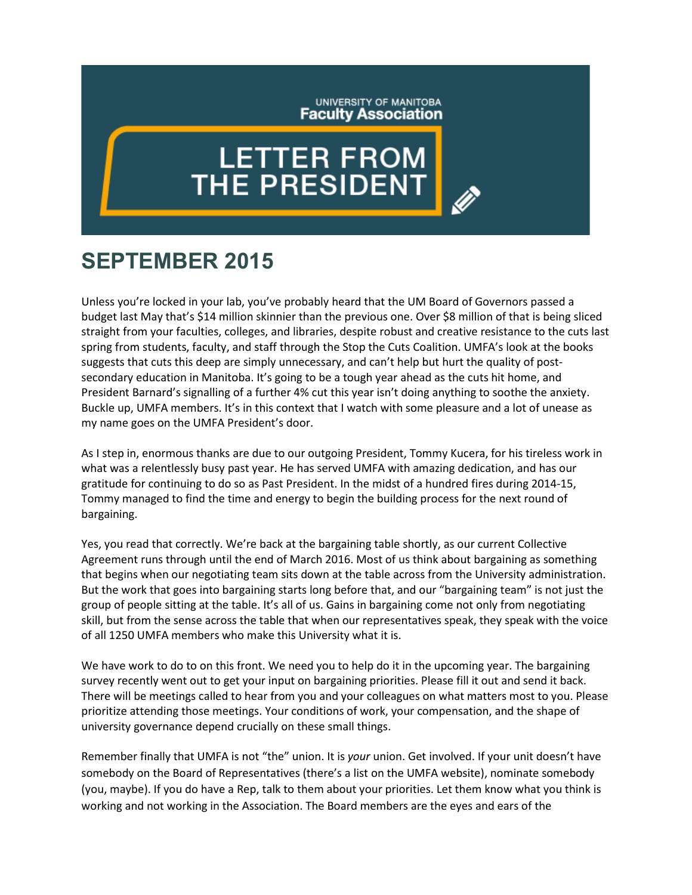UNIVERSITY OF MANITOBA
**Faculty Association**

# LETTER FROM THE PRESIDENT

## SEPTEMBER 2015

Unless you're locked in your lab, you've probably heard that the UM Board of Governors passed a budget last May that's $14 million skinnier than the previous one. Over $8 million of that is being sliced straight from your faculties, colleges, and libraries, despite robust and creative resistance to the cuts last spring from students, faculty, and staff through the Stop the Cuts Coalition. UMFA's look at the books suggests that cuts this deep are simply unnecessary, and can't help but hurt the quality of post-secondary education in Manitoba. It's going to be a tough year ahead as the cuts hit home, and President Barnard's signalling of a further 4% cut this year isn't doing anything to soothe the anxiety. Buckle up, UMFA members. It's in this context that I watch with some pleasure and a lot of unease as my name goes on the UMFA President's door.

As I step in, enormous thanks are due to our outgoing President, Tommy Kucera, for his tireless work in what was a relentlessly busy past year. He has served UMFA with amazing dedication, and has our gratitude for continuing to do so as Past President. In the midst of a hundred fires during 2014-15, Tommy managed to find the time and energy to begin the building process for the next round of bargaining.

Yes, you read that correctly. We're back at the bargaining table shortly, as our current Collective Agreement runs through until the end of March 2016. Most of us think about bargaining as something that begins when our negotiating team sits down at the table across from the University administration. But the work that goes into bargaining starts long before that, and our "bargaining team" is not just the group of people sitting at the table. It's all of us. Gains in bargaining come not only from negotiating skill, but from the sense across the table that when our representatives speak, they speak with the voice of all 1250 UMFA members who make this University what it is.

We have work to do to on this front. We need you to help do it in the upcoming year. The bargaining survey recently went out to get your input on bargaining priorities. Please fill it out and send it back. There will be meetings called to hear from you and your colleagues on what matters most to you. Please prioritize attending those meetings. Your conditions of work, your compensation, and the shape of university governance depend crucially on these small things.

Remember finally that UMFA is not "the" union. It is *your* union. Get involved. If your unit doesn't have somebody on the Board of Representatives (there's a list on the UMFA website), nominate somebody (you, maybe). If you do have a Rep, talk to them about your priorities. Let them know what you think is working and not working in the Association. The Board members are the eyes and ears of the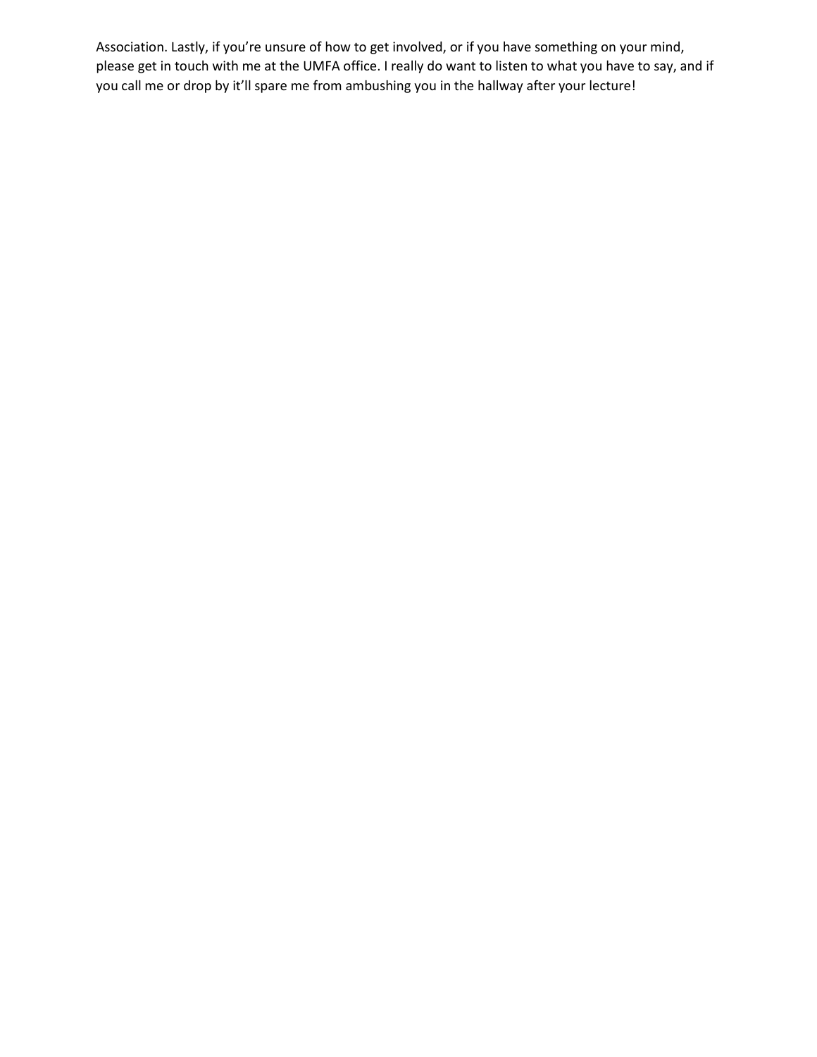Association. Lastly, if you're unsure of how to get involved, or if you have something on your mind, please get in touch with me at the UMFA office. I really do want to listen to what you have to say, and if you call me or drop by it'll spare me from ambushing you in the hallway after your lecture!